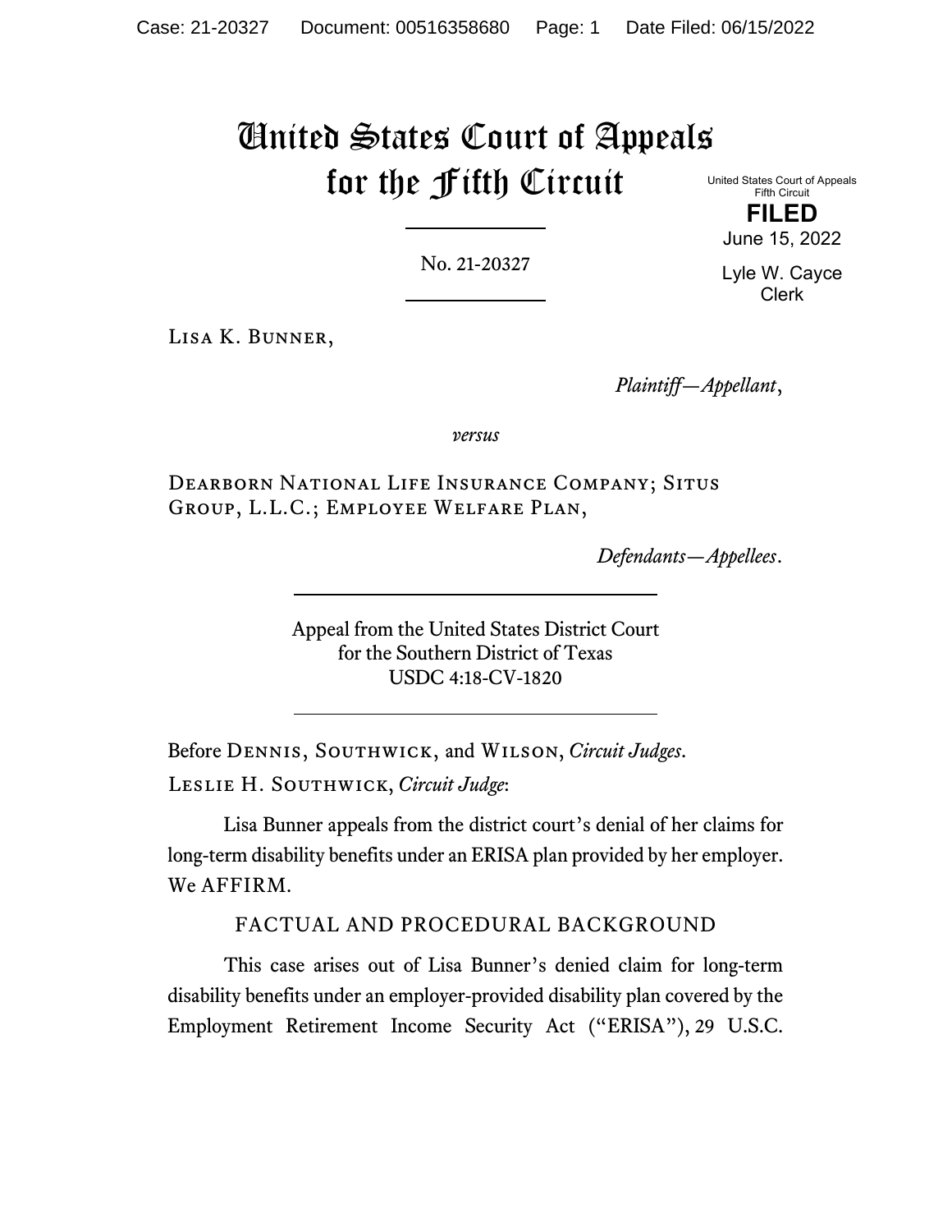# United States Court of Appeals for the Fifth Circuit

United States Court of Appeals
Fifth Circuit

**FILED**

June 15, 2022

Lyle W. Cayce
Clerk

No. 21-20327

Lisa K. Bunner,

*Plaintiff—Appellant*,

*versus*

Dearborn National Life Insurance Company; Situs Group, L.L.C.; Employee Welfare Plan,

*Defendants—Appellees*.

Appeal from the United States District Court
for the Southern District of Texas
USDC 4:18-CV-1820

Before Dennis, Southwick, and Wilson, *Circuit Judges*.

Leslie H. Southwick, *Circuit Judge*:

Lisa Bunner appeals from the district court's denial of her claims for long-term disability benefits under an ERISA plan provided by her employer. We AFFIRM.

## FACTUAL AND PROCEDURAL BACKGROUND

This case arises out of Lisa Bunner's denied claim for long-term disability benefits under an employer-provided disability plan covered by the Employment Retirement Income Security Act ("ERISA"), 29 U.S.C.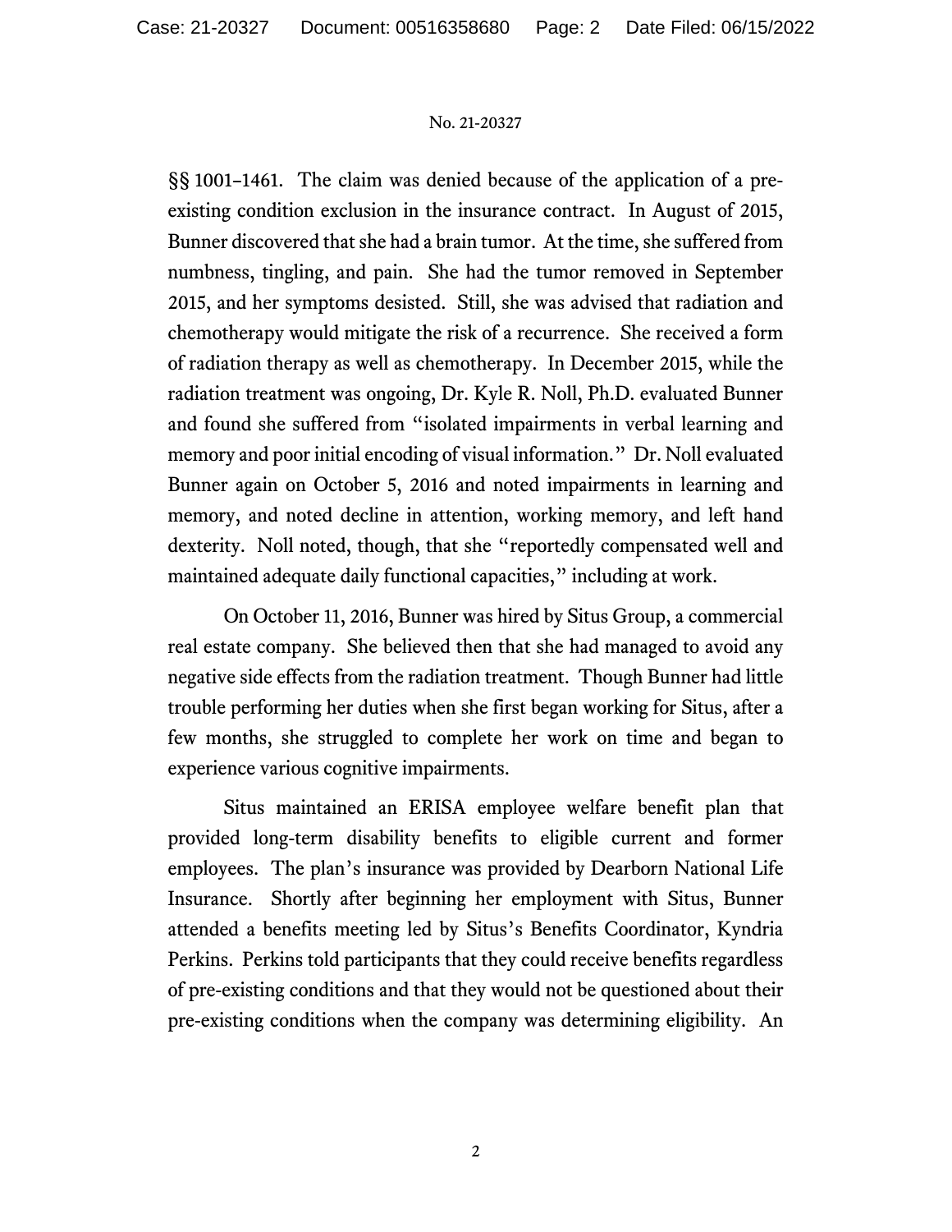§§ 1001–1461. The claim was denied because of the application of a pre-existing condition exclusion in the insurance contract. In August of 2015, Bunner discovered that she had a brain tumor. At the time, she suffered from numbness, tingling, and pain. She had the tumor removed in September 2015, and her symptoms desisted. Still, she was advised that radiation and chemotherapy would mitigate the risk of a recurrence. She received a form of radiation therapy as well as chemotherapy. In December 2015, while the radiation treatment was ongoing, Dr. Kyle R. Noll, Ph.D. evaluated Bunner and found she suffered from "isolated impairments in verbal learning and memory and poor initial encoding of visual information." Dr. Noll evaluated Bunner again on October 5, 2016 and noted impairments in learning and memory, and noted decline in attention, working memory, and left hand dexterity. Noll noted, though, that she "reportedly compensated well and maintained adequate daily functional capacities," including at work.

On October 11, 2016, Bunner was hired by Situs Group, a commercial real estate company. She believed then that she had managed to avoid any negative side effects from the radiation treatment. Though Bunner had little trouble performing her duties when she first began working for Situs, after a few months, she struggled to complete her work on time and began to experience various cognitive impairments.

Situs maintained an ERISA employee welfare benefit plan that provided long-term disability benefits to eligible current and former employees. The plan's insurance was provided by Dearborn National Life Insurance. Shortly after beginning her employment with Situs, Bunner attended a benefits meeting led by Situs's Benefits Coordinator, Kyndria Perkins. Perkins told participants that they could receive benefits regardless of pre-existing conditions and that they would not be questioned about their pre-existing conditions when the company was determining eligibility. An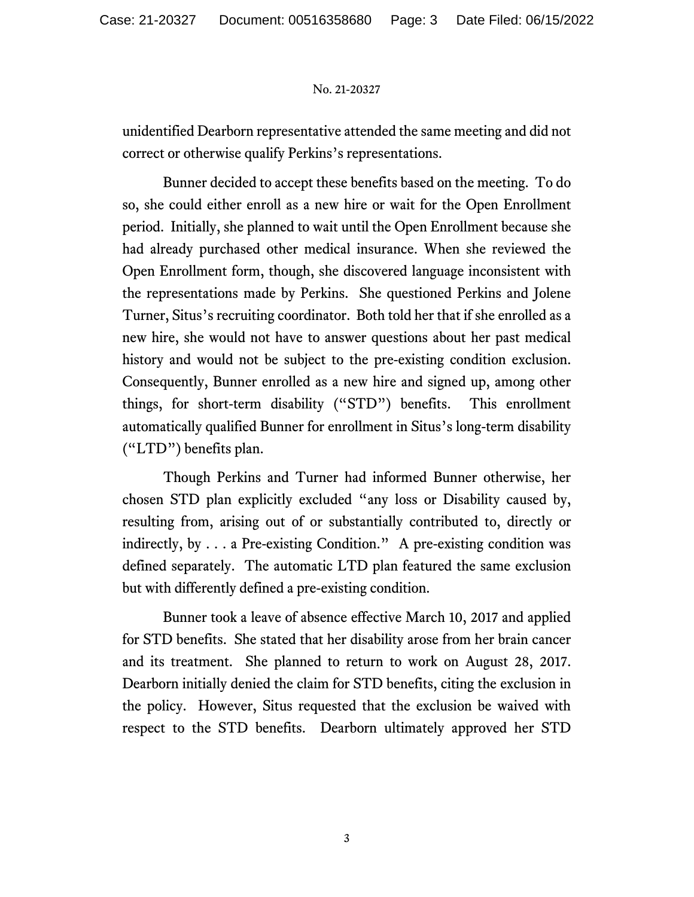unidentified Dearborn representative attended the same meeting and did not correct or otherwise qualify Perkins's representations.

Bunner decided to accept these benefits based on the meeting. To do so, she could either enroll as a new hire or wait for the Open Enrollment period. Initially, she planned to wait until the Open Enrollment because she had already purchased other medical insurance. When she reviewed the Open Enrollment form, though, she discovered language inconsistent with the representations made by Perkins. She questioned Perkins and Jolene Turner, Situs's recruiting coordinator. Both told her that if she enrolled as a new hire, she would not have to answer questions about her past medical history and would not be subject to the pre-existing condition exclusion. Consequently, Bunner enrolled as a new hire and signed up, among other things, for short-term disability ("STD") benefits. This enrollment automatically qualified Bunner for enrollment in Situs's long-term disability ("LTD") benefits plan.

Though Perkins and Turner had informed Bunner otherwise, her chosen STD plan explicitly excluded "any loss or Disability caused by, resulting from, arising out of or substantially contributed to, directly or indirectly, by . . . a Pre-existing Condition." A pre-existing condition was defined separately. The automatic LTD plan featured the same exclusion but with differently defined a pre-existing condition.

Bunner took a leave of absence effective March 10, 2017 and applied for STD benefits. She stated that her disability arose from her brain cancer and its treatment. She planned to return to work on August 28, 2017. Dearborn initially denied the claim for STD benefits, citing the exclusion in the policy. However, Situs requested that the exclusion be waived with respect to the STD benefits. Dearborn ultimately approved her STD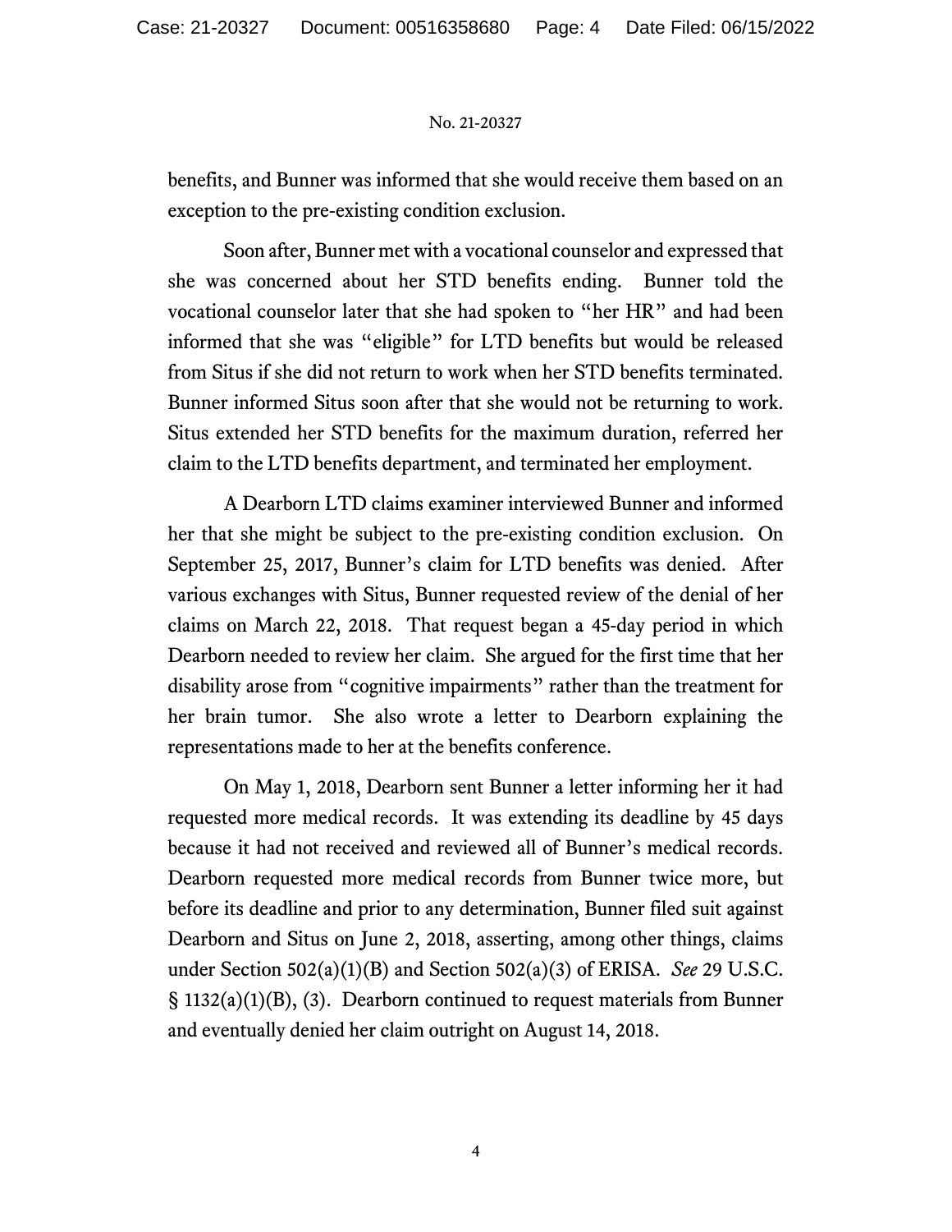benefits, and Bunner was informed that she would receive them based on an exception to the pre-existing condition exclusion.

Soon after, Bunner met with a vocational counselor and expressed that she was concerned about her STD benefits ending. Bunner told the vocational counselor later that she had spoken to "her HR" and had been informed that she was "eligible" for LTD benefits but would be released from Situs if she did not return to work when her STD benefits terminated. Bunner informed Situs soon after that she would not be returning to work. Situs extended her STD benefits for the maximum duration, referred her claim to the LTD benefits department, and terminated her employment.

A Dearborn LTD claims examiner interviewed Bunner and informed her that she might be subject to the pre-existing condition exclusion. On September 25, 2017, Bunner's claim for LTD benefits was denied. After various exchanges with Situs, Bunner requested review of the denial of her claims on March 22, 2018. That request began a 45-day period in which Dearborn needed to review her claim. She argued for the first time that her disability arose from "cognitive impairments" rather than the treatment for her brain tumor. She also wrote a letter to Dearborn explaining the representations made to her at the benefits conference.

On May 1, 2018, Dearborn sent Bunner a letter informing her it had requested more medical records. It was extending its deadline by 45 days because it had not received and reviewed all of Bunner's medical records. Dearborn requested more medical records from Bunner twice more, but before its deadline and prior to any determination, Bunner filed suit against Dearborn and Situs on June 2, 2018, asserting, among other things, claims under Section 502(a)(1)(B) and Section 502(a)(3) of ERISA. *See* 29 U.S.C. § 1132(a)(1)(B), (3). Dearborn continued to request materials from Bunner and eventually denied her claim outright on August 14, 2018.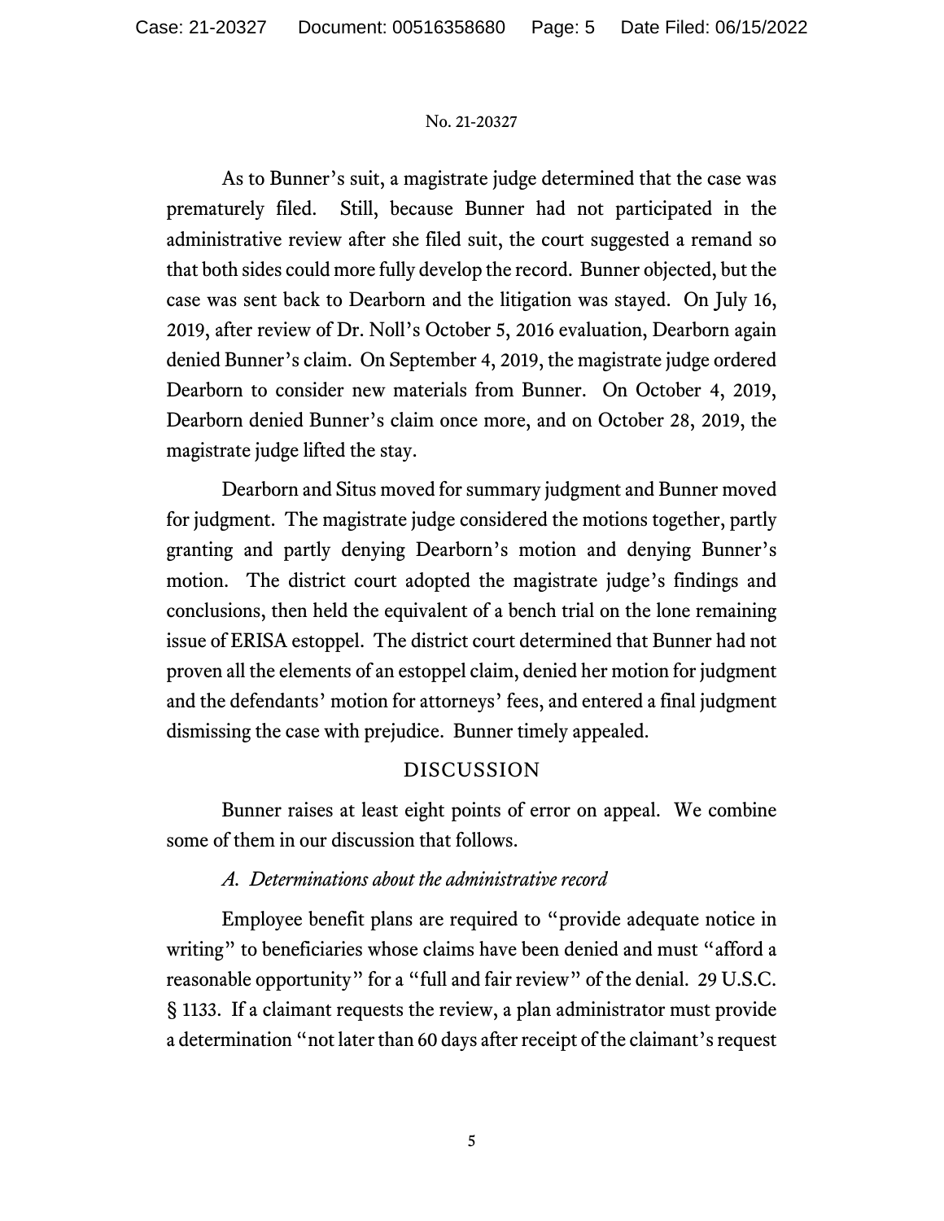As to Bunner's suit, a magistrate judge determined that the case was prematurely filed. Still, because Bunner had not participated in the administrative review after she filed suit, the court suggested a remand so that both sides could more fully develop the record. Bunner objected, but the case was sent back to Dearborn and the litigation was stayed. On July 16, 2019, after review of Dr. Noll's October 5, 2016 evaluation, Dearborn again denied Bunner's claim. On September 4, 2019, the magistrate judge ordered Dearborn to consider new materials from Bunner. On October 4, 2019, Dearborn denied Bunner's claim once more, and on October 28, 2019, the magistrate judge lifted the stay.

Dearborn and Situs moved for summary judgment and Bunner moved for judgment. The magistrate judge considered the motions together, partly granting and partly denying Dearborn's motion and denying Bunner's motion. The district court adopted the magistrate judge's findings and conclusions, then held the equivalent of a bench trial on the lone remaining issue of ERISA estoppel. The district court determined that Bunner had not proven all the elements of an estoppel claim, denied her motion for judgment and the defendants' motion for attorneys' fees, and entered a final judgment dismissing the case with prejudice. Bunner timely appealed.

## DISCUSSION

Bunner raises at least eight points of error on appeal. We combine some of them in our discussion that follows.

### *A. Determinations about the administrative record*

Employee benefit plans are required to "provide adequate notice in writing" to beneficiaries whose claims have been denied and must "afford a reasonable opportunity" for a "full and fair review" of the denial. 29 U.S.C. § 1133. If a claimant requests the review, a plan administrator must provide a determination "not later than 60 days after receipt of the claimant's request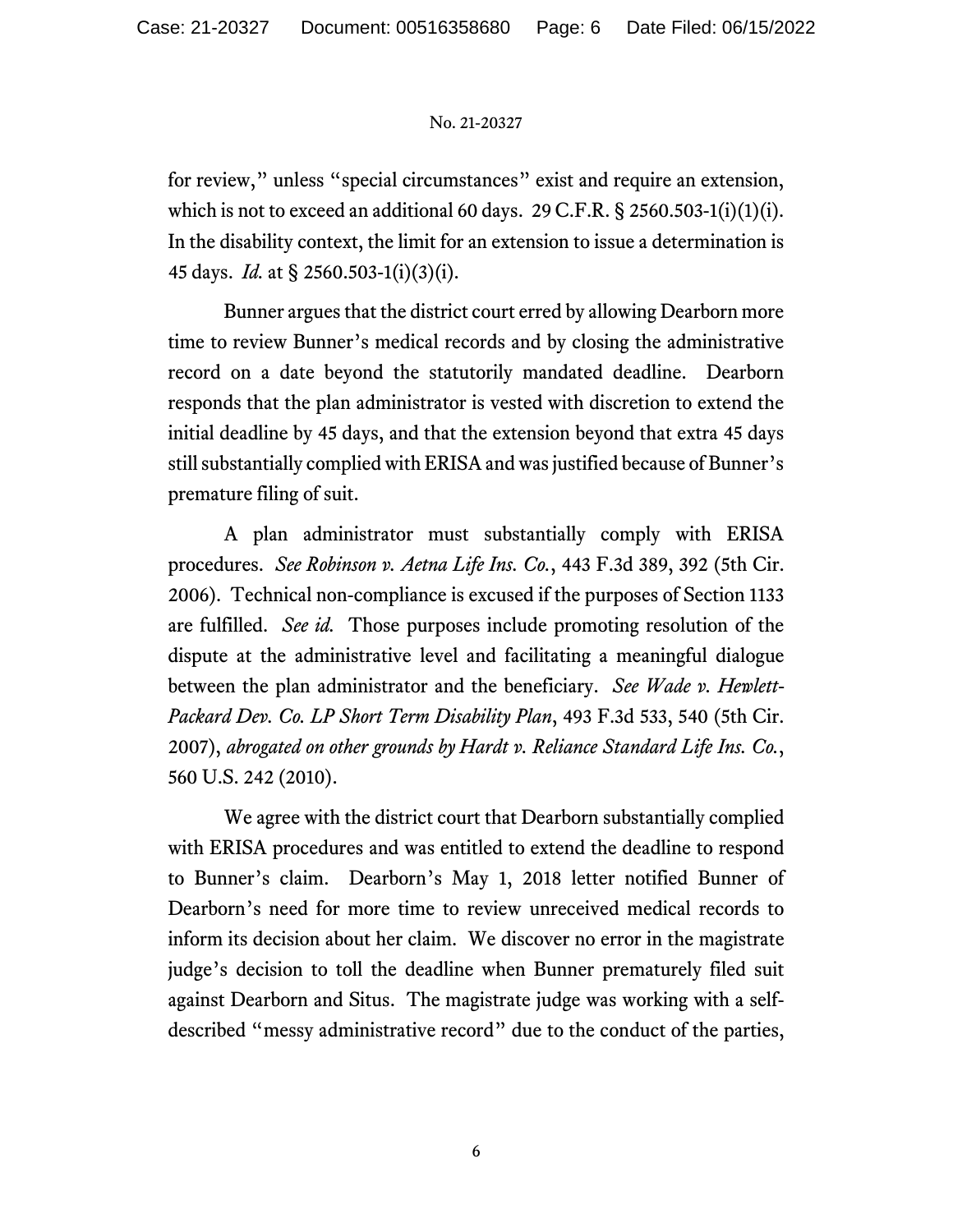for review," unless "special circumstances" exist and require an extension, which is not to exceed an additional 60 days. 29 C.F.R. § 2560.503-1(i)(1)(i). In the disability context, the limit for an extension to issue a determination is 45 days. *Id.* at § 2560.503-1(i)(3)(i).

Bunner argues that the district court erred by allowing Dearborn more time to review Bunner's medical records and by closing the administrative record on a date beyond the statutorily mandated deadline. Dearborn responds that the plan administrator is vested with discretion to extend the initial deadline by 45 days, and that the extension beyond that extra 45 days still substantially complied with ERISA and was justified because of Bunner's premature filing of suit.

A plan administrator must substantially comply with ERISA procedures. *See Robinson v. Aetna Life Ins. Co.*, 443 F.3d 389, 392 (5th Cir. 2006). Technical non-compliance is excused if the purposes of Section 1133 are fulfilled. *See id.* Those purposes include promoting resolution of the dispute at the administrative level and facilitating a meaningful dialogue between the plan administrator and the beneficiary. *See Wade v. Hewlett-Packard Dev. Co. LP Short Term Disability Plan*, 493 F.3d 533, 540 (5th Cir. 2007), *abrogated on other grounds by Hardt v. Reliance Standard Life Ins. Co.*, 560 U.S. 242 (2010).

We agree with the district court that Dearborn substantially complied with ERISA procedures and was entitled to extend the deadline to respond to Bunner's claim. Dearborn's May 1, 2018 letter notified Bunner of Dearborn's need for more time to review unreceived medical records to inform its decision about her claim. We discover no error in the magistrate judge's decision to toll the deadline when Bunner prematurely filed suit against Dearborn and Situs. The magistrate judge was working with a self-described "messy administrative record" due to the conduct of the parties,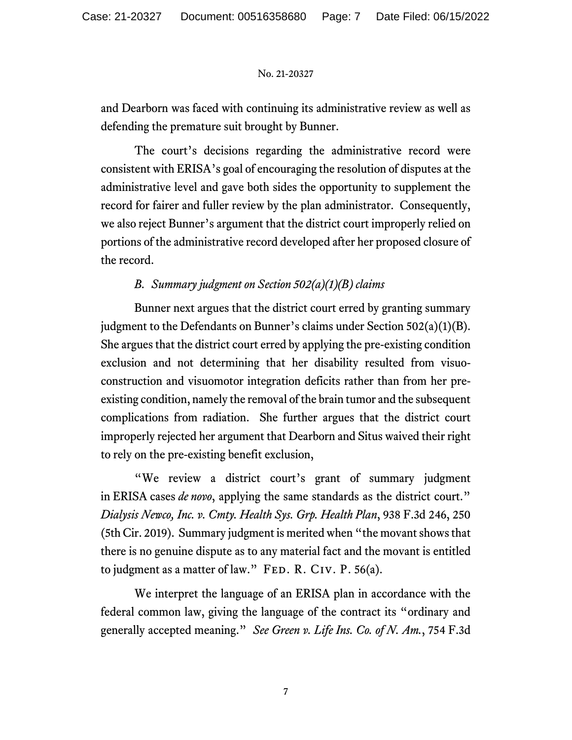and Dearborn was faced with continuing its administrative review as well as defending the premature suit brought by Bunner.

The court's decisions regarding the administrative record were consistent with ERISA's goal of encouraging the resolution of disputes at the administrative level and gave both sides the opportunity to supplement the record for fairer and fuller review by the plan administrator. Consequently, we also reject Bunner's argument that the district court improperly relied on portions of the administrative record developed after her proposed closure of the record.

### *B. Summary judgment on Section 502(a)(1)(B) claims*

Bunner next argues that the district court erred by granting summary judgment to the Defendants on Bunner's claims under Section 502(a)(1)(B). She argues that the district court erred by applying the pre-existing condition exclusion and not determining that her disability resulted from visuo-construction and visuomotor integration deficits rather than from her pre-existing condition, namely the removal of the brain tumor and the subsequent complications from radiation. She further argues that the district court improperly rejected her argument that Dearborn and Situs waived their right to rely on the pre-existing benefit exclusion,

"We review a district court's grant of summary judgment in ERISA cases *de novo*, applying the same standards as the district court." *Dialysis Newco, Inc. v. Cmty. Health Sys. Grp. Health Plan*, 938 F.3d 246, 250 (5th Cir. 2019). Summary judgment is merited when "the movant shows that there is no genuine dispute as to any material fact and the movant is entitled to judgment as a matter of law." FED. R. CIV. P. 56(a).

We interpret the language of an ERISA plan in accordance with the federal common law, giving the language of the contract its "ordinary and generally accepted meaning." *See Green v. Life Ins. Co. of N. Am.*, 754 F.3d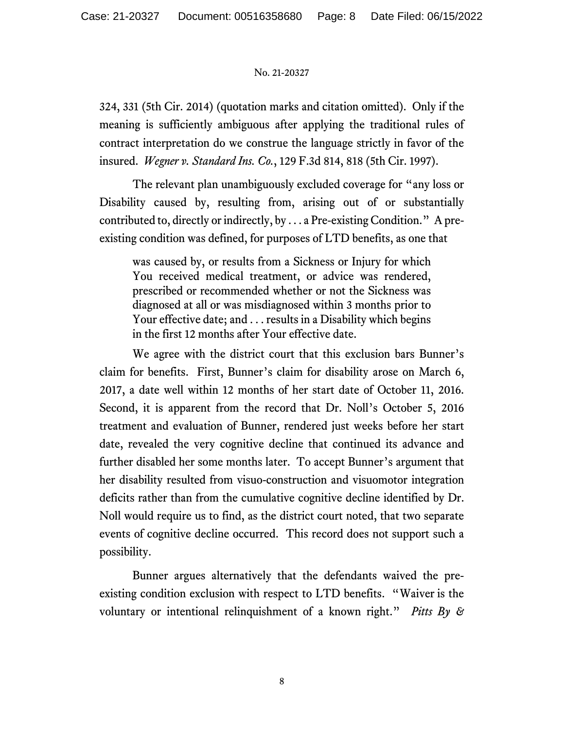324, 331 (5th Cir. 2014) (quotation marks and citation omitted). Only if the meaning is sufficiently ambiguous after applying the traditional rules of contract interpretation do we construe the language strictly in favor of the insured. *Wegner v. Standard Ins. Co.*, 129 F.3d 814, 818 (5th Cir. 1997).

The relevant plan unambiguously excluded coverage for "any loss or Disability caused by, resulting from, arising out of or substantially contributed to, directly or indirectly, by . . . a Pre-existing Condition." A pre-existing condition was defined, for purposes of LTD benefits, as one that

> was caused by, or results from a Sickness or Injury for which You received medical treatment, or advice was rendered, prescribed or recommended whether or not the Sickness was diagnosed at all or was misdiagnosed within 3 months prior to Your effective date; and . . . results in a Disability which begins in the first 12 months after Your effective date.

We agree with the district court that this exclusion bars Bunner's claim for benefits. First, Bunner's claim for disability arose on March 6, 2017, a date well within 12 months of her start date of October 11, 2016. Second, it is apparent from the record that Dr. Noll's October 5, 2016 treatment and evaluation of Bunner, rendered just weeks before her start date, revealed the very cognitive decline that continued its advance and further disabled her some months later. To accept Bunner's argument that her disability resulted from visuo-construction and visuomotor integration deficits rather than from the cumulative cognitive decline identified by Dr. Noll would require us to find, as the district court noted, that two separate events of cognitive decline occurred. This record does not support such a possibility.

Bunner argues alternatively that the defendants waived the pre-existing condition exclusion with respect to LTD benefits. "Waiver is the voluntary or intentional relinquishment of a known right." *Pitts By &*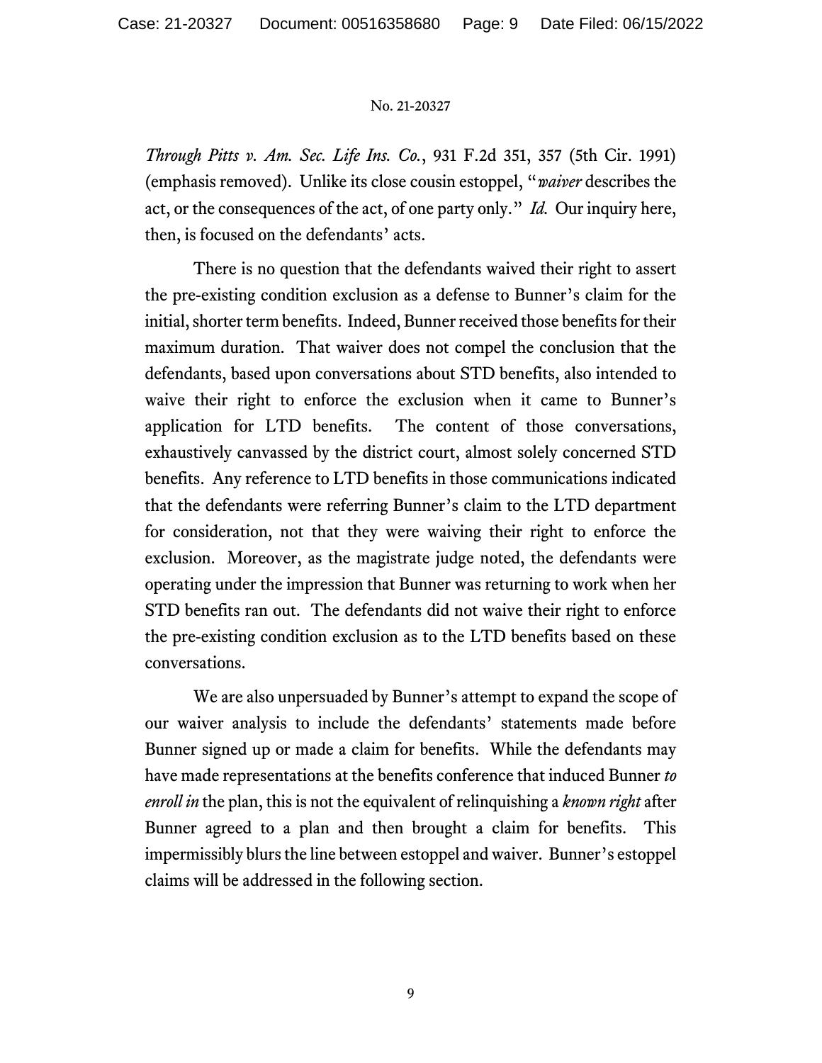*Through Pitts v. Am. Sec. Life Ins. Co.*, 931 F.2d 351, 357 (5th Cir. 1991) (emphasis removed). Unlike its close cousin estoppel, "*waiver* describes the act, or the consequences of the act, of one party only." *Id.* Our inquiry here, then, is focused on the defendants' acts.

There is no question that the defendants waived their right to assert the pre-existing condition exclusion as a defense to Bunner's claim for the initial, shorter term benefits. Indeed, Bunner received those benefits for their maximum duration. That waiver does not compel the conclusion that the defendants, based upon conversations about STD benefits, also intended to waive their right to enforce the exclusion when it came to Bunner's application for LTD benefits. The content of those conversations, exhaustively canvassed by the district court, almost solely concerned STD benefits. Any reference to LTD benefits in those communications indicated that the defendants were referring Bunner's claim to the LTD department for consideration, not that they were waiving their right to enforce the exclusion. Moreover, as the magistrate judge noted, the defendants were operating under the impression that Bunner was returning to work when her STD benefits ran out. The defendants did not waive their right to enforce the pre-existing condition exclusion as to the LTD benefits based on these conversations.

We are also unpersuaded by Bunner's attempt to expand the scope of our waiver analysis to include the defendants' statements made before Bunner signed up or made a claim for benefits. While the defendants may have made representations at the benefits conference that induced Bunner *to enroll in* the plan, this is not the equivalent of relinquishing a *known right* after Bunner agreed to a plan and then brought a claim for benefits. This impermissibly blurs the line between estoppel and waiver. Bunner's estoppel claims will be addressed in the following section.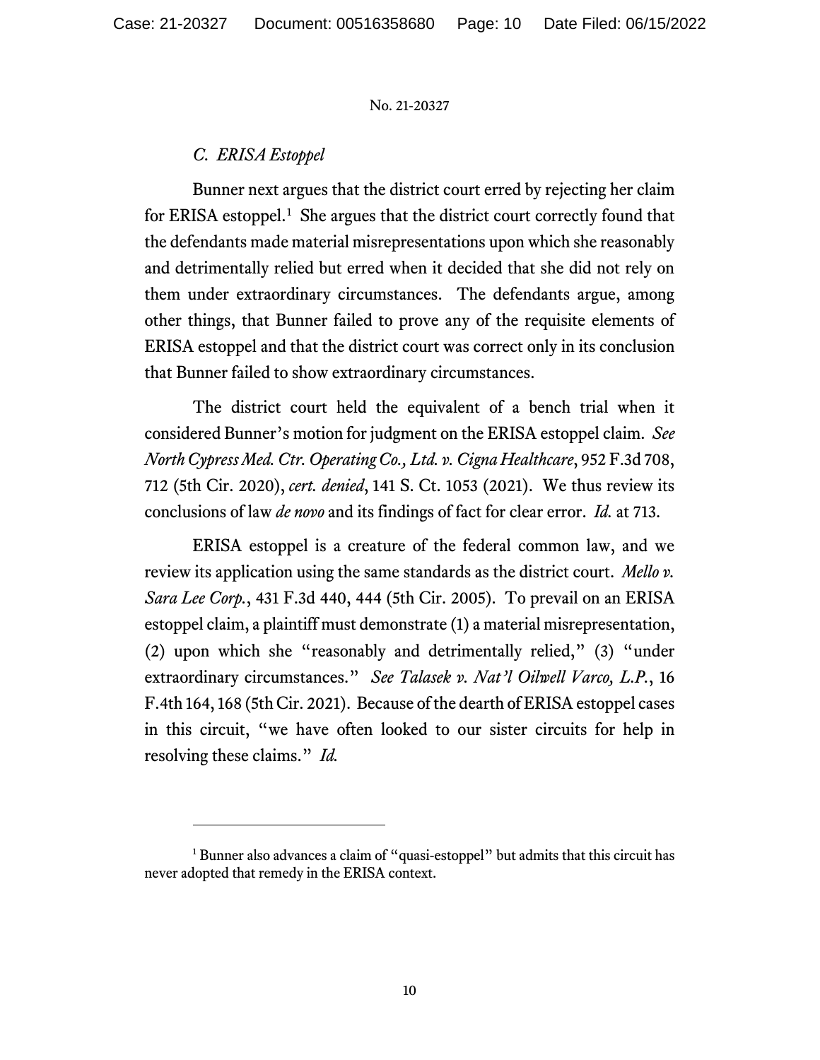### *C. ERISA Estoppel*

Bunner next argues that the district court erred by rejecting her claim for ERISA estoppel.[1] She argues that the district court correctly found that the defendants made material misrepresentations upon which she reasonably and detrimentally relied but erred when it decided that she did not rely on them under extraordinary circumstances. The defendants argue, among other things, that Bunner failed to prove any of the requisite elements of ERISA estoppel and that the district court was correct only in its conclusion that Bunner failed to show extraordinary circumstances.

The district court held the equivalent of a bench trial when it considered Bunner's motion for judgment on the ERISA estoppel claim. *See North Cypress Med. Ctr. Operating Co., Ltd. v. Cigna Healthcare*, 952 F.3d 708, 712 (5th Cir. 2020), *cert. denied*, 141 S. Ct. 1053 (2021). We thus review its conclusions of law *de novo* and its findings of fact for clear error. *Id.* at 713.

ERISA estoppel is a creature of the federal common law, and we review its application using the same standards as the district court. *Mello v. Sara Lee Corp.*, 431 F.3d 440, 444 (5th Cir. 2005). To prevail on an ERISA estoppel claim, a plaintiff must demonstrate (1) a material misrepresentation, (2) upon which she "reasonably and detrimentally relied," (3) "under extraordinary circumstances." *See Talasek v. Nat'l Oilwell Varco, L.P.*, 16 F.4th 164, 168 (5th Cir. 2021). Because of the dearth of ERISA estoppel cases in this circuit, "we have often looked to our sister circuits for help in resolving these claims." *Id.*

---

[1] Bunner also advances a claim of "quasi-estoppel" but admits that this circuit has never adopted that remedy in the ERISA context.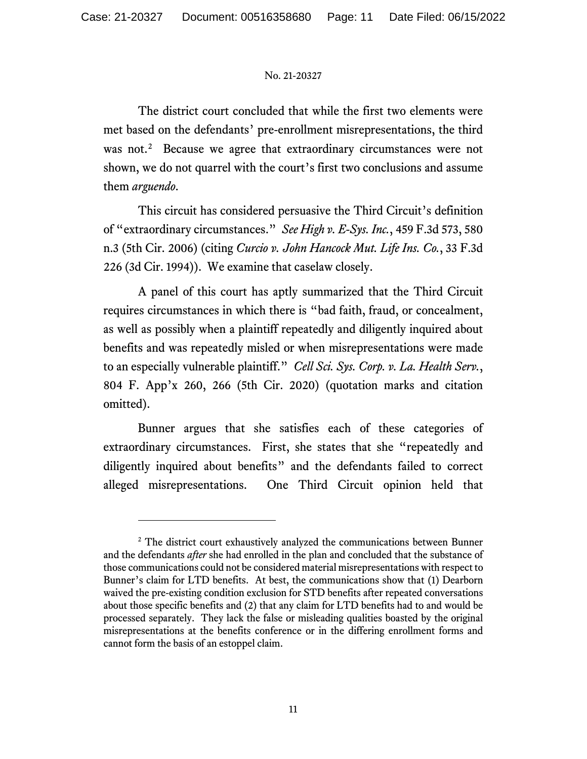The district court concluded that while the first two elements were met based on the defendants' pre-enrollment misrepresentations, the third was not.[2] Because we agree that extraordinary circumstances were not shown, we do not quarrel with the court's first two conclusions and assume them *arguendo*.

This circuit has considered persuasive the Third Circuit's definition of "extraordinary circumstances." *See High v. E-Sys. Inc.*, 459 F.3d 573, 580 n.3 (5th Cir. 2006) (citing *Curcio v. John Hancock Mut. Life Ins. Co.*, 33 F.3d 226 (3d Cir. 1994)). We examine that caselaw closely.

A panel of this court has aptly summarized that the Third Circuit requires circumstances in which there is "bad faith, fraud, or concealment, as well as possibly when a plaintiff repeatedly and diligently inquired about benefits and was repeatedly misled or when misrepresentations were made to an especially vulnerable plaintiff." *Cell Sci. Sys. Corp. v. La. Health Serv.*, 804 F. App'x 260, 266 (5th Cir. 2020) (quotation marks and citation omitted).

Bunner argues that she satisfies each of these categories of extraordinary circumstances. First, she states that she "repeatedly and diligently inquired about benefits" and the defendants failed to correct alleged misrepresentations. One Third Circuit opinion held that

---

[2] The district court exhaustively analyzed the communications between Bunner and the defendants *after* she had enrolled in the plan and concluded that the substance of those communications could not be considered material misrepresentations with respect to Bunner's claim for LTD benefits. At best, the communications show that (1) Dearborn waived the pre-existing condition exclusion for STD benefits after repeated conversations about those specific benefits and (2) that any claim for LTD benefits had to and would be processed separately. They lack the false or misleading qualities boasted by the original misrepresentations at the benefits conference or in the differing enrollment forms and cannot form the basis of an estoppel claim.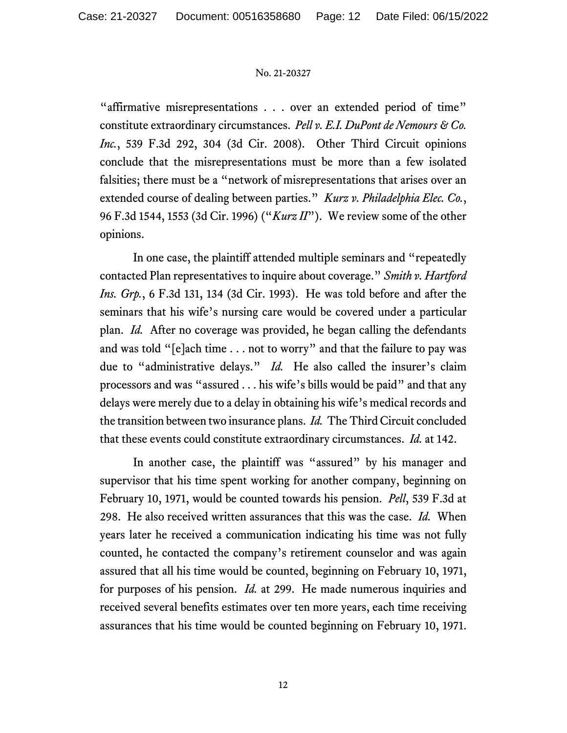"affirmative misrepresentations . . . over an extended period of time" constitute extraordinary circumstances. *Pell v. E.I. DuPont de Nemours & Co. Inc.*, 539 F.3d 292, 304 (3d Cir. 2008). Other Third Circuit opinions conclude that the misrepresentations must be more than a few isolated falsities; there must be a "network of misrepresentations that arises over an extended course of dealing between parties." *Kurz v. Philadelphia Elec. Co.*, 96 F.3d 1544, 1553 (3d Cir. 1996) ("*Kurz II*"). We review some of the other opinions.

In one case, the plaintiff attended multiple seminars and "repeatedly contacted Plan representatives to inquire about coverage." *Smith v. Hartford Ins. Grp.*, 6 F.3d 131, 134 (3d Cir. 1993). He was told before and after the seminars that his wife's nursing care would be covered under a particular plan. *Id.* After no coverage was provided, he began calling the defendants and was told "[e]ach time . . . not to worry" and that the failure to pay was due to "administrative delays." *Id.* He also called the insurer's claim processors and was "assured . . . his wife's bills would be paid" and that any delays were merely due to a delay in obtaining his wife's medical records and the transition between two insurance plans. *Id.* The Third Circuit concluded that these events could constitute extraordinary circumstances. *Id.* at 142.

In another case, the plaintiff was "assured" by his manager and supervisor that his time spent working for another company, beginning on February 10, 1971, would be counted towards his pension. *Pell*, 539 F.3d at 298. He also received written assurances that this was the case. *Id.* When years later he received a communication indicating his time was not fully counted, he contacted the company's retirement counselor and was again assured that all his time would be counted, beginning on February 10, 1971, for purposes of his pension. *Id.* at 299. He made numerous inquiries and received several benefits estimates over ten more years, each time receiving assurances that his time would be counted beginning on February 10, 1971.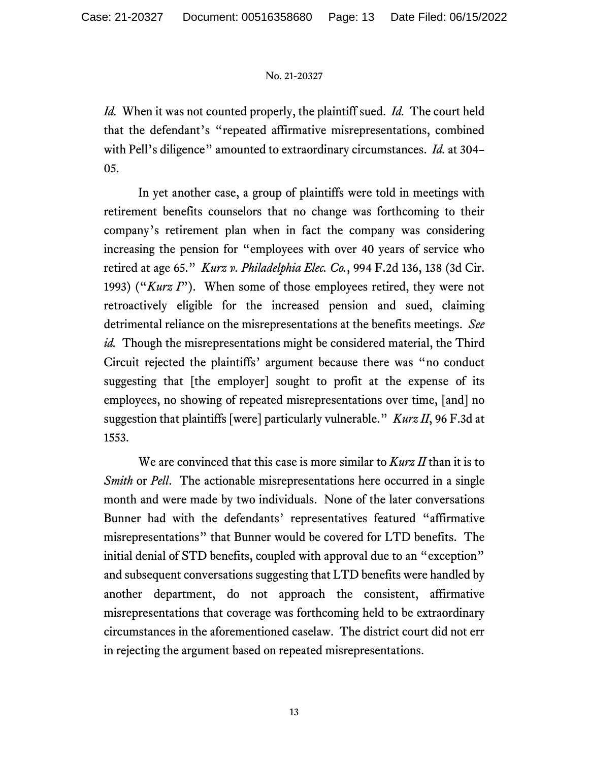*Id.* When it was not counted properly, the plaintiff sued. *Id.* The court held that the defendant's "repeated affirmative misrepresentations, combined with Pell's diligence" amounted to extraordinary circumstances. *Id.* at 304–05.

In yet another case, a group of plaintiffs were told in meetings with retirement benefits counselors that no change was forthcoming to their company's retirement plan when in fact the company was considering increasing the pension for "employees with over 40 years of service who retired at age 65." *Kurz v. Philadelphia Elec. Co.*, 994 F.2d 136, 138 (3d Cir. 1993) ("*Kurz I*"). When some of those employees retired, they were not retroactively eligible for the increased pension and sued, claiming detrimental reliance on the misrepresentations at the benefits meetings. *See id.* Though the misrepresentations might be considered material, the Third Circuit rejected the plaintiffs' argument because there was "no conduct suggesting that [the employer] sought to profit at the expense of its employees, no showing of repeated misrepresentations over time, [and] no suggestion that plaintiffs [were] particularly vulnerable." *Kurz II*, 96 F.3d at 1553.

We are convinced that this case is more similar to *Kurz II* than it is to *Smith* or *Pell*. The actionable misrepresentations here occurred in a single month and were made by two individuals. None of the later conversations Bunner had with the defendants' representatives featured "affirmative misrepresentations" that Bunner would be covered for LTD benefits. The initial denial of STD benefits, coupled with approval due to an "exception" and subsequent conversations suggesting that LTD benefits were handled by another department, do not approach the consistent, affirmative misrepresentations that coverage was forthcoming held to be extraordinary circumstances in the aforementioned caselaw. The district court did not err in rejecting the argument based on repeated misrepresentations.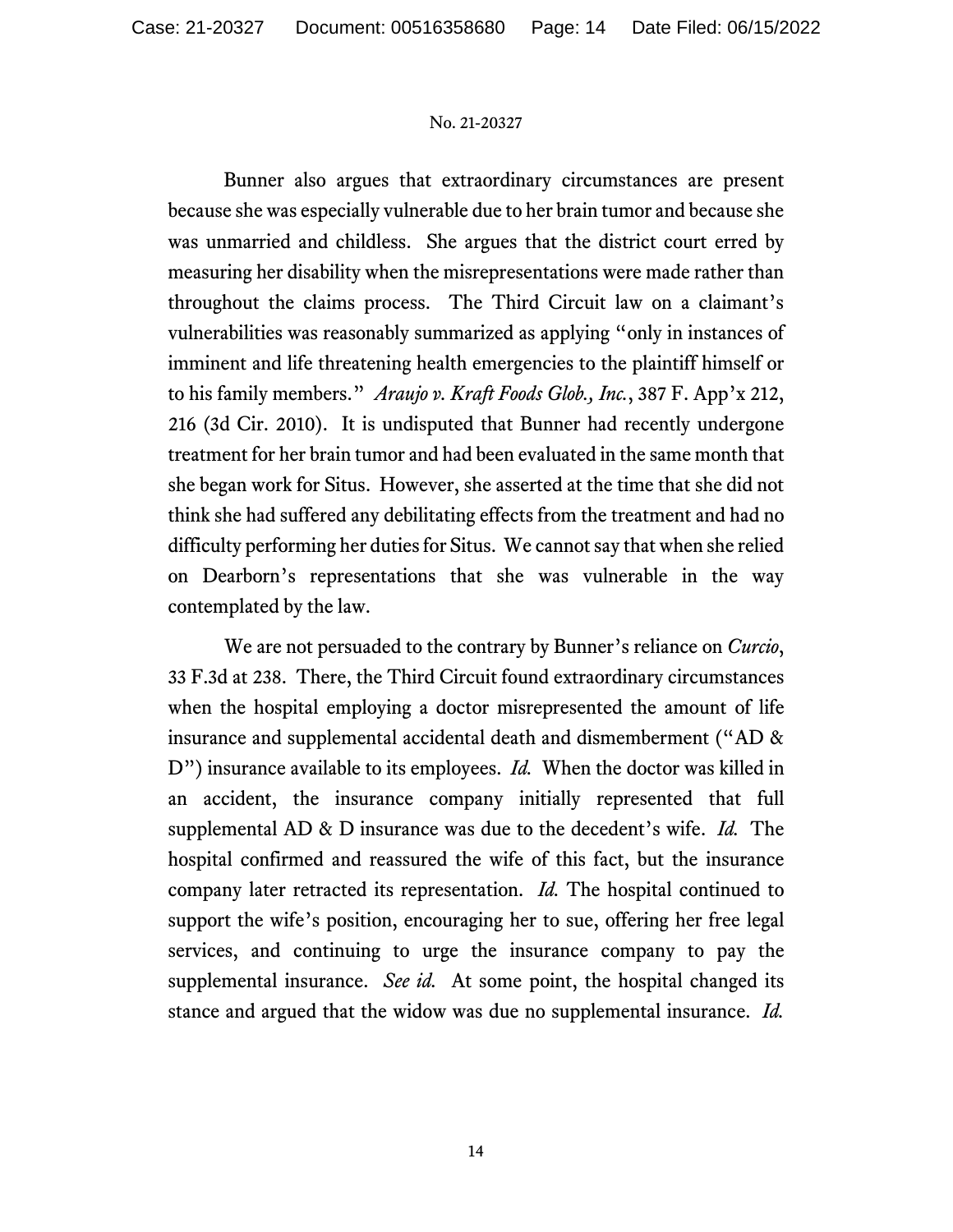Bunner also argues that extraordinary circumstances are present because she was especially vulnerable due to her brain tumor and because she was unmarried and childless. She argues that the district court erred by measuring her disability when the misrepresentations were made rather than throughout the claims process. The Third Circuit law on a claimant's vulnerabilities was reasonably summarized as applying "only in instances of imminent and life threatening health emergencies to the plaintiff himself or to his family members." *Araujo v. Kraft Foods Glob., Inc.*, 387 F. App'x 212, 216 (3d Cir. 2010). It is undisputed that Bunner had recently undergone treatment for her brain tumor and had been evaluated in the same month that she began work for Situs. However, she asserted at the time that she did not think she had suffered any debilitating effects from the treatment and had no difficulty performing her duties for Situs. We cannot say that when she relied on Dearborn's representations that she was vulnerable in the way contemplated by the law.

We are not persuaded to the contrary by Bunner's reliance on *Curcio*, 33 F.3d at 238. There, the Third Circuit found extraordinary circumstances when the hospital employing a doctor misrepresented the amount of life insurance and supplemental accidental death and dismemberment ("AD & D") insurance available to its employees. *Id.* When the doctor was killed in an accident, the insurance company initially represented that full supplemental AD & D insurance was due to the decedent's wife. *Id.* The hospital confirmed and reassured the wife of this fact, but the insurance company later retracted its representation. *Id.* The hospital continued to support the wife's position, encouraging her to sue, offering her free legal services, and continuing to urge the insurance company to pay the supplemental insurance. *See id.* At some point, the hospital changed its stance and argued that the widow was due no supplemental insurance. *Id.*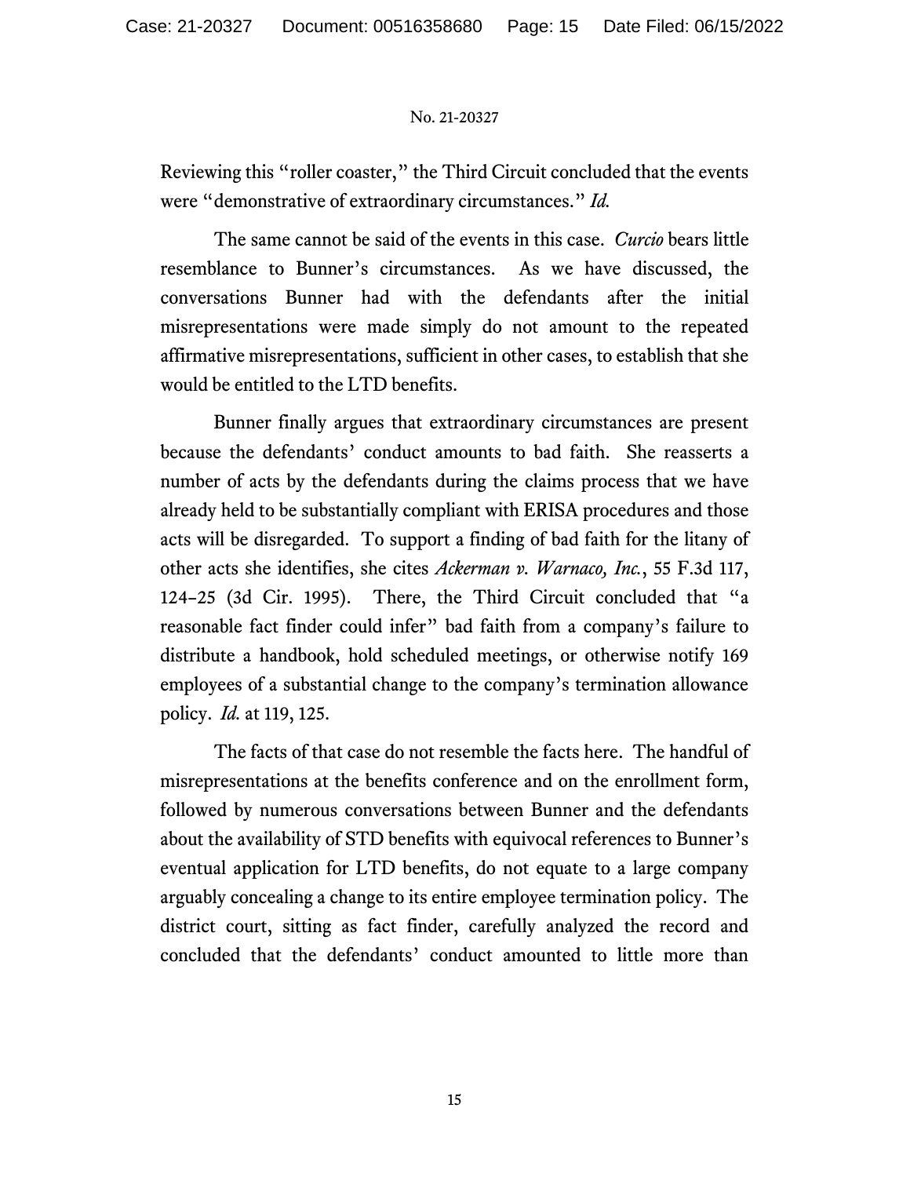Reviewing this "roller coaster," the Third Circuit concluded that the events were "demonstrative of extraordinary circumstances." *Id.*

The same cannot be said of the events in this case. *Curcio* bears little resemblance to Bunner's circumstances. As we have discussed, the conversations Bunner had with the defendants after the initial misrepresentations were made simply do not amount to the repeated affirmative misrepresentations, sufficient in other cases, to establish that she would be entitled to the LTD benefits.

Bunner finally argues that extraordinary circumstances are present because the defendants' conduct amounts to bad faith. She reasserts a number of acts by the defendants during the claims process that we have already held to be substantially compliant with ERISA procedures and those acts will be disregarded. To support a finding of bad faith for the litany of other acts she identifies, she cites *Ackerman v. Warnaco, Inc.*, 55 F.3d 117, 124–25 (3d Cir. 1995). There, the Third Circuit concluded that "a reasonable fact finder could infer" bad faith from a company's failure to distribute a handbook, hold scheduled meetings, or otherwise notify 169 employees of a substantial change to the company's termination allowance policy. *Id.* at 119, 125.

The facts of that case do not resemble the facts here. The handful of misrepresentations at the benefits conference and on the enrollment form, followed by numerous conversations between Bunner and the defendants about the availability of STD benefits with equivocal references to Bunner's eventual application for LTD benefits, do not equate to a large company arguably concealing a change to its entire employee termination policy. The district court, sitting as fact finder, carefully analyzed the record and concluded that the defendants' conduct amounted to little more than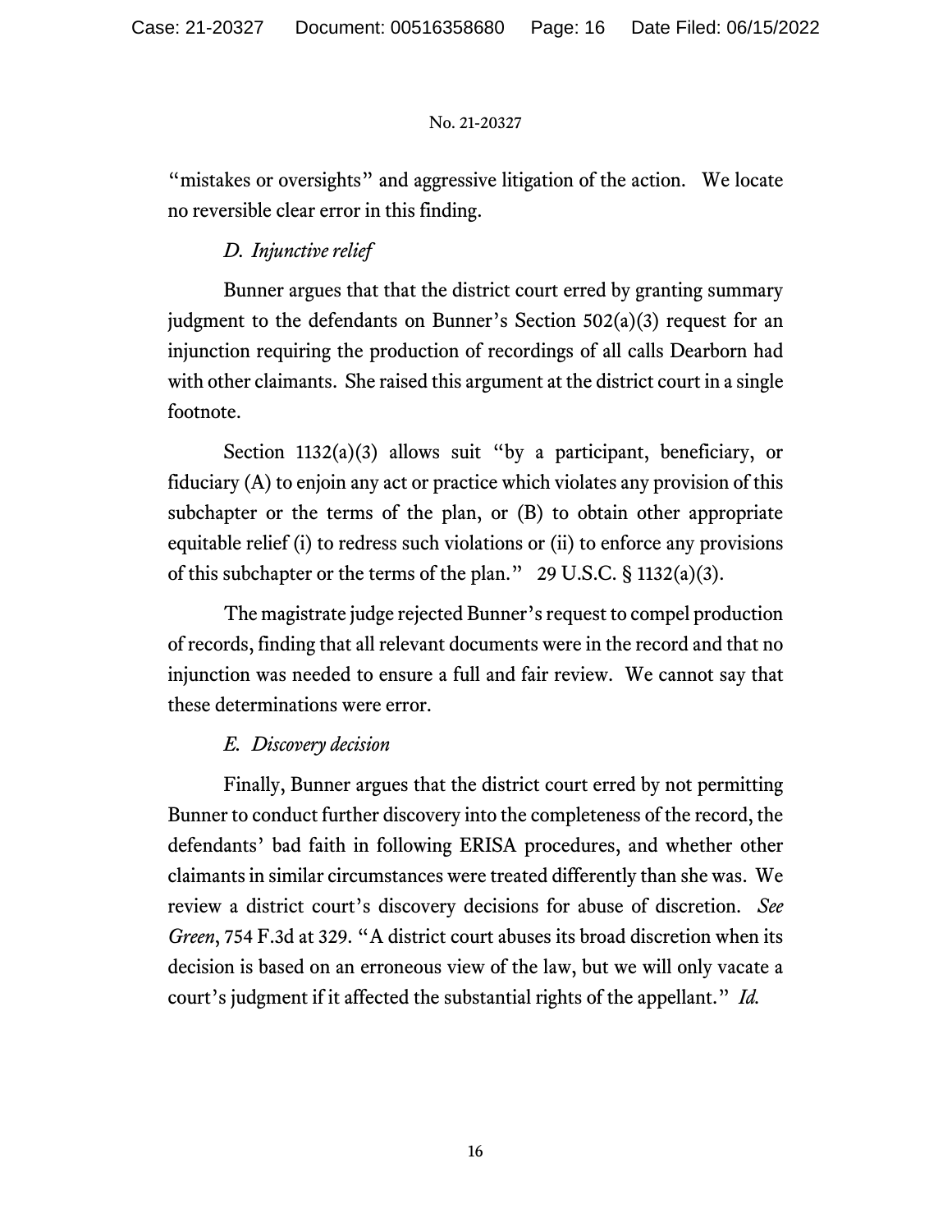"mistakes or oversights" and aggressive litigation of the action. We locate no reversible clear error in this finding.

### *D. Injunctive relief*

Bunner argues that that the district court erred by granting summary judgment to the defendants on Bunner's Section 502(a)(3) request for an injunction requiring the production of recordings of all calls Dearborn had with other claimants. She raised this argument at the district court in a single footnote.

Section 1132(a)(3) allows suit "by a participant, beneficiary, or fiduciary (A) to enjoin any act or practice which violates any provision of this subchapter or the terms of the plan, or (B) to obtain other appropriate equitable relief (i) to redress such violations or (ii) to enforce any provisions of this subchapter or the terms of the plan." 29 U.S.C. § 1132(a)(3).

The magistrate judge rejected Bunner's request to compel production of records, finding that all relevant documents were in the record and that no injunction was needed to ensure a full and fair review. We cannot say that these determinations were error.

### *E. Discovery decision*

Finally, Bunner argues that the district court erred by not permitting Bunner to conduct further discovery into the completeness of the record, the defendants' bad faith in following ERISA procedures, and whether other claimants in similar circumstances were treated differently than she was. We review a district court's discovery decisions for abuse of discretion. *See Green*, 754 F.3d at 329. "A district court abuses its broad discretion when its decision is based on an erroneous view of the law, but we will only vacate a court's judgment if it affected the substantial rights of the appellant." *Id.*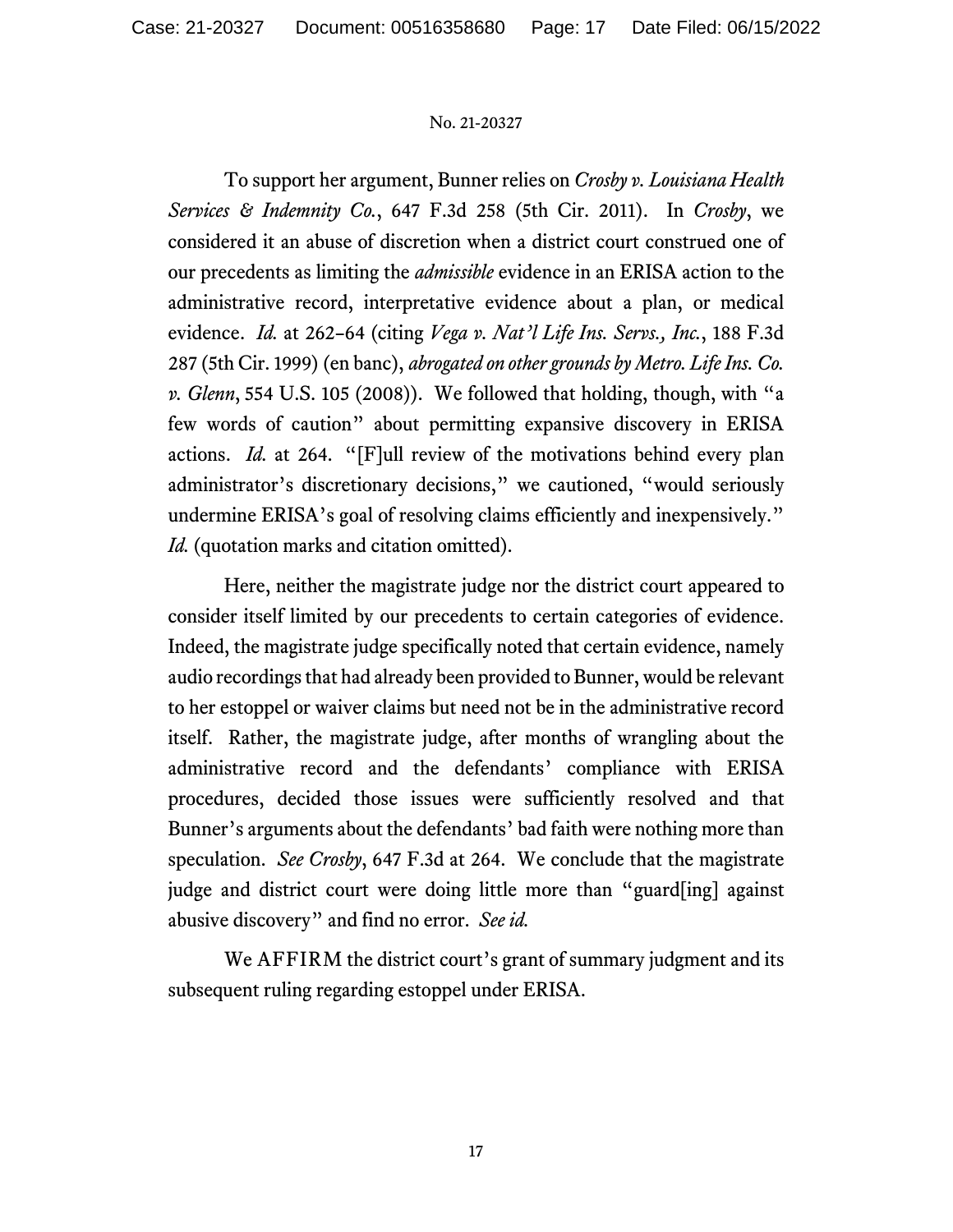To support her argument, Bunner relies on *Crosby v. Louisiana Health Services & Indemnity Co.*, 647 F.3d 258 (5th Cir. 2011). In *Crosby*, we considered it an abuse of discretion when a district court construed one of our precedents as limiting the *admissible* evidence in an ERISA action to the administrative record, interpretative evidence about a plan, or medical evidence. *Id.* at 262–64 (citing *Vega v. Nat'l Life Ins. Servs., Inc.*, 188 F.3d 287 (5th Cir. 1999) (en banc), *abrogated on other grounds by Metro. Life Ins. Co. v. Glenn*, 554 U.S. 105 (2008)). We followed that holding, though, with "a few words of caution" about permitting expansive discovery in ERISA actions. *Id.* at 264. "[F]ull review of the motivations behind every plan administrator's discretionary decisions," we cautioned, "would seriously undermine ERISA's goal of resolving claims efficiently and inexpensively." *Id.* (quotation marks and citation omitted).

Here, neither the magistrate judge nor the district court appeared to consider itself limited by our precedents to certain categories of evidence. Indeed, the magistrate judge specifically noted that certain evidence, namely audio recordings that had already been provided to Bunner, would be relevant to her estoppel or waiver claims but need not be in the administrative record itself. Rather, the magistrate judge, after months of wrangling about the administrative record and the defendants' compliance with ERISA procedures, decided those issues were sufficiently resolved and that Bunner's arguments about the defendants' bad faith were nothing more than speculation. *See Crosby*, 647 F.3d at 264. We conclude that the magistrate judge and district court were doing little more than "guard[ing] against abusive discovery" and find no error. *See id.*

We AFFIRM the district court's grant of summary judgment and its subsequent ruling regarding estoppel under ERISA.